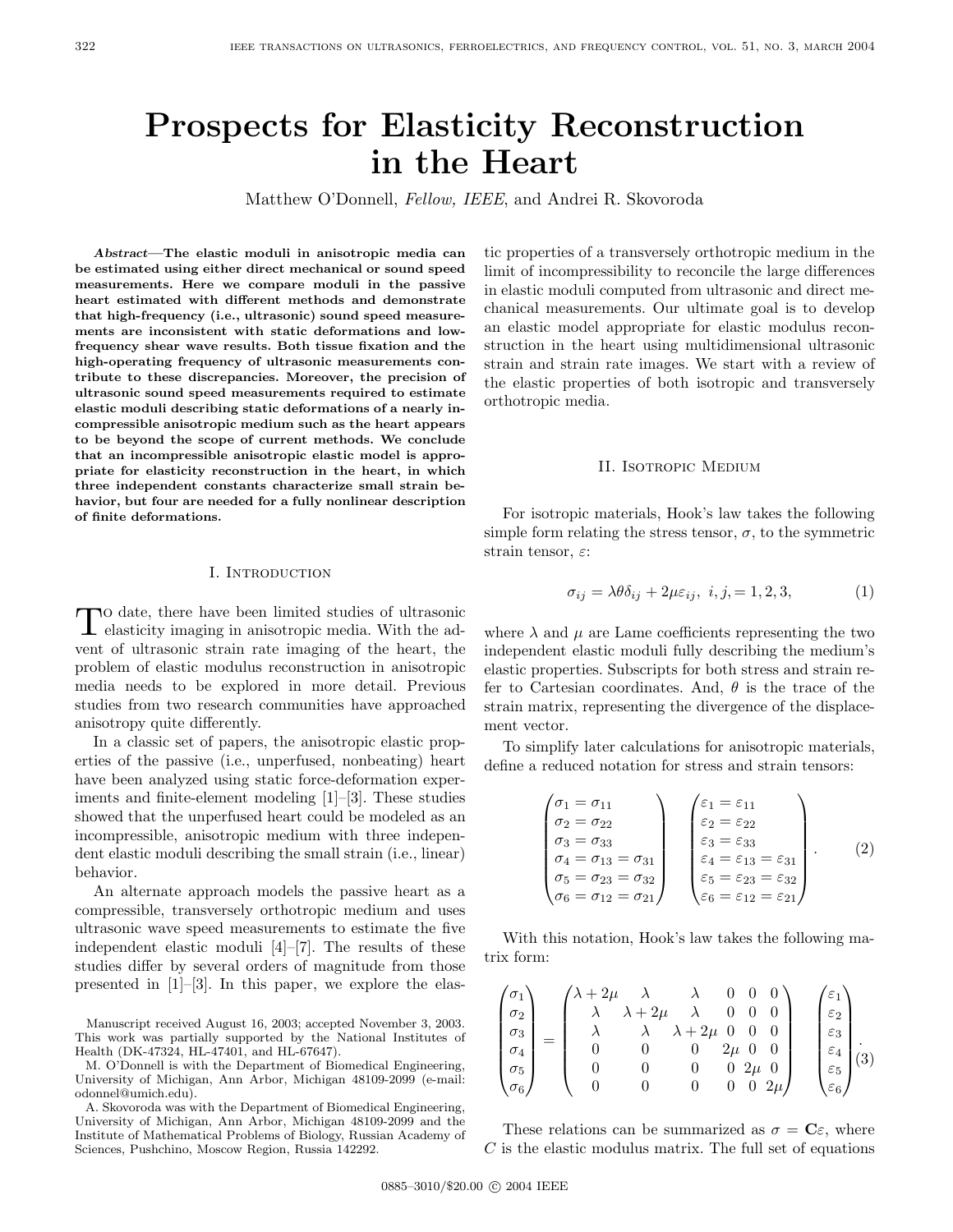# Prospects for Elasticity Reconstruction in the Heart

Matthew O'Donnell, *Fellow, IEEE*, and Andrei R. Skovoroda

***Abstract*—The elastic moduli in anisotropic media can be estimated using either direct mechanical or sound speed measurements. Here we compare moduli in the passive heart estimated with different methods and demonstrate that high-frequency (i.e., ultrasonic) sound speed measurements are inconsistent with static deformations and low-frequency shear wave results. Both tissue fixation and the high-operating frequency of ultrasonic measurements contribute to these discrepancies. Moreover, the precision of ultrasonic sound speed measurements required to estimate elastic moduli describing static deformations of a nearly incompressible anisotropic medium such as the heart appears to be beyond the scope of current methods. We conclude that an incompressible anisotropic elastic model is appropriate for elasticity reconstruction in the heart, in which three independent constants characterize small strain behavior, but four are needed for a fully nonlinear description of finite deformations.**

## I. Introduction

To date, there have been limited studies of ultrasonic elasticity imaging in anisotropic media. With the advent of ultrasonic strain rate imaging of the heart, the problem of elastic modulus reconstruction in anisotropic media needs to be explored in more detail. Previous studies from two research communities have approached anisotropy quite differently.

In a classic set of papers, the anisotropic elastic properties of the passive (i.e., unperfused, nonbeating) heart have been analyzed using static force-deformation experiments and finite-element modeling [1]–[3]. These studies showed that the unperfused heart could be modeled as an incompressible, anisotropic medium with three independent elastic moduli describing the small strain (i.e., linear) behavior.

An alternate approach models the passive heart as a compressible, transversely orthotropic medium and uses ultrasonic wave speed measurements to estimate the five independent elastic moduli [4]–[7]. The results of these studies differ by several orders of magnitude from those presented in [1]–[3]. In this paper, we explore the elastic properties of a transversely orthotropic medium in the limit of incompressibility to reconcile the large differences in elastic moduli computed from ultrasonic and direct mechanical measurements. Our ultimate goal is to develop an elastic model appropriate for elastic modulus reconstruction in the heart using multidimensional ultrasonic strain and strain rate images. We start with a review of the elastic properties of both isotropic and transversely orthotropic media.

Manuscript received August 16, 2003; accepted November 3, 2003. This work was partially supported by the National Institutes of Health (DK-47324, HL-47401, and HL-67647).

M. O'Donnell is with the Department of Biomedical Engineering, University of Michigan, Ann Arbor, Michigan 48109-2099 (e-mail: odonnel@umich.edu).

A. Skovoroda was with the Department of Biomedical Engineering, University of Michigan, Ann Arbor, Michigan 48109-2099 and the Institute of Mathematical Problems of Biology, Russian Academy of Sciences, Pushchino, Moscow Region, Russia 142292.

## II. Isotropic Medium

For isotropic materials, Hook's law takes the following simple form relating the stress tensor, $\sigma$, to the symmetric strain tensor, $\varepsilon$:

$$\sigma_{ij} = \lambda\theta\delta_{ij} + 2\mu\varepsilon_{ij},\ i, j, = 1, 2, 3, \tag{1}$$

where $\lambda$ and $\mu$ are Lame coefficients representing the two independent elastic moduli fully describing the medium's elastic properties. Subscripts for both stress and strain refer to Cartesian coordinates. And, $\theta$ is the trace of the strain matrix, representing the divergence of the displacement vector.

To simplify later calculations for anisotropic materials, define a reduced notation for stress and strain tensors:

$$\begin{pmatrix} \sigma_1 = \sigma_{11} \\ \sigma_2 = \sigma_{22} \\ \sigma_3 = \sigma_{33} \\ \sigma_4 = \sigma_{13} = \sigma_{31} \\ \sigma_5 = \sigma_{23} = \sigma_{32} \\ \sigma_6 = \sigma_{12} = \sigma_{21} \end{pmatrix} \begin{pmatrix} \varepsilon_1 = \varepsilon_{11} \\ \varepsilon_2 = \varepsilon_{22} \\ \varepsilon_3 = \varepsilon_{33} \\ \varepsilon_4 = \varepsilon_{13} = \varepsilon_{31} \\ \varepsilon_5 = \varepsilon_{23} = \varepsilon_{32} \\ \varepsilon_6 = \varepsilon_{12} = \varepsilon_{21} \end{pmatrix}. \tag{2}$$

With this notation, Hook's law takes the following matrix form:

$$\begin{pmatrix} \sigma_1 \\ \sigma_2 \\ \sigma_3 \\ \sigma_4 \\ \sigma_5 \\ \sigma_6 \end{pmatrix} = \begin{pmatrix} \lambda + 2\mu & \lambda & \lambda & 0 & 0 & 0 \\ \lambda & \lambda + 2\mu & \lambda & 0 & 0 & 0 \\ \lambda & \lambda & \lambda + 2\mu & 0 & 0 & 0 \\ 0 & 0 & 0 & 2\mu & 0 & 0 \\ 0 & 0 & 0 & 0 & 2\mu & 0 \\ 0 & 0 & 0 & 0 & 0 & 2\mu \end{pmatrix} \begin{pmatrix} \varepsilon_1 \\ \varepsilon_2 \\ \varepsilon_3 \\ \varepsilon_4 \\ \varepsilon_5 \\ \varepsilon_6 \end{pmatrix}. \tag{3}$$

These relations can be summarized as $\sigma = \mathbf{C}\varepsilon$, where $C$ is the elastic modulus matrix. The full set of equations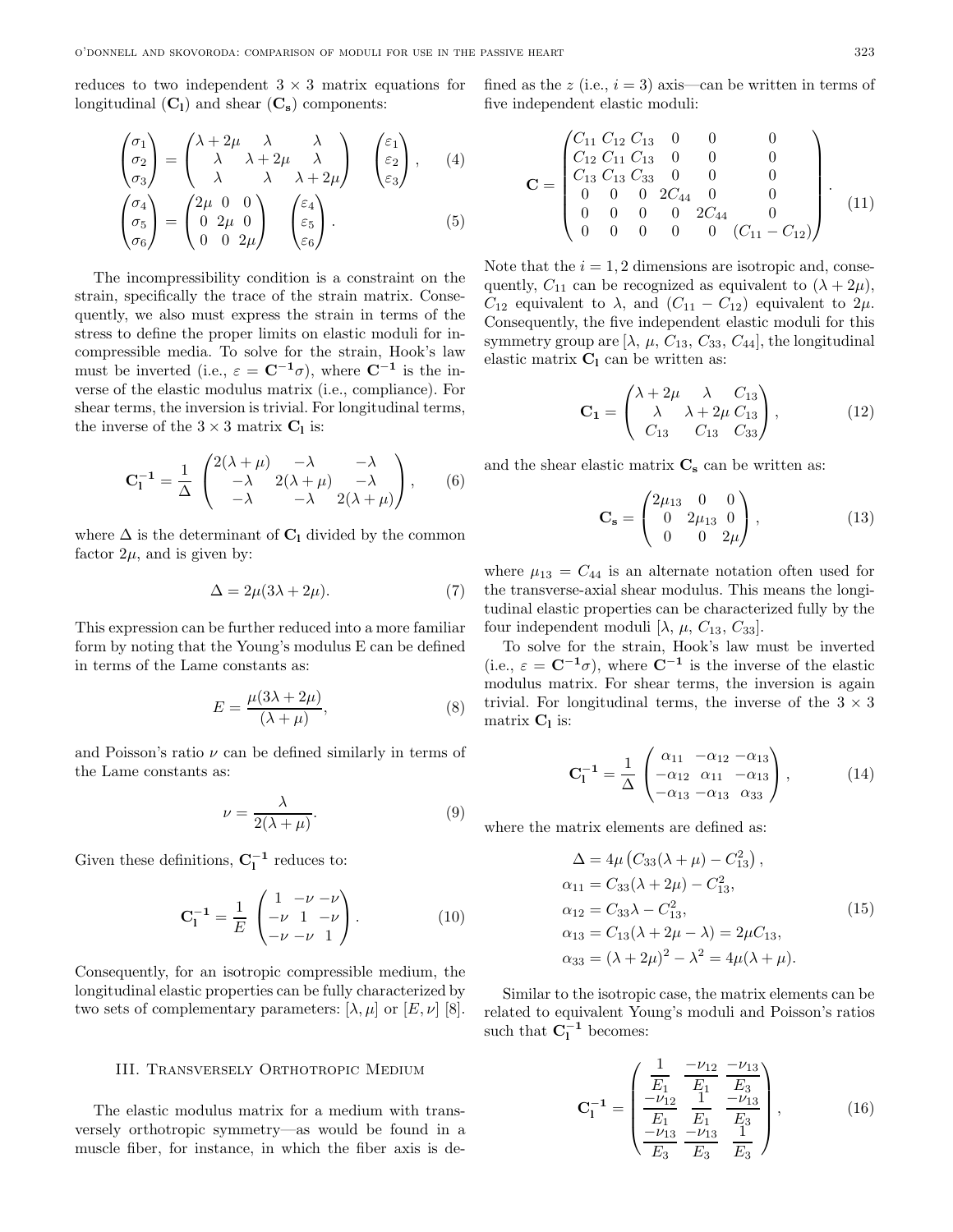reduces to two independent $3 \times 3$ matrix equations for longitudinal ($\mathbf{C_l}$) and shear ($\mathbf{C_s}$) components:

$$\begin{pmatrix} \sigma_1 \\ \sigma_2 \\ \sigma_3 \end{pmatrix} = \begin{pmatrix} \lambda + 2\mu & \lambda & \lambda \\ \lambda & \lambda + 2\mu & \lambda \\ \lambda & \lambda & \lambda + 2\mu \end{pmatrix} \begin{pmatrix} \varepsilon_1 \\ \varepsilon_2 \\ \varepsilon_3 \end{pmatrix}, \quad (4)$$

$$\begin{pmatrix} \sigma_4 \\ \sigma_5 \\ \sigma_6 \end{pmatrix} = \begin{pmatrix} 2\mu & 0 & 0 \\ 0 & 2\mu & 0 \\ 0 & 0 & 2\mu \end{pmatrix} \begin{pmatrix} \varepsilon_4 \\ \varepsilon_5 \\ \varepsilon_6 \end{pmatrix}. \quad (5)$$

The incompressibility condition is a constraint on the strain, specifically the trace of the strain matrix. Consequently, we also must express the strain in terms of the stress to define the proper limits on elastic moduli for incompressible media. To solve for the strain, Hook's law must be inverted (i.e., $\varepsilon = \mathbf{C^{-1}}\sigma$), where $\mathbf{C^{-1}}$ is the inverse of the elastic modulus matrix (i.e., compliance). For shear terms, the inversion is trivial. For longitudinal terms, the inverse of the $3 \times 3$ matrix $\mathbf{C_l}$ is:

$$\mathbf{C_l^{-1}} = \frac{1}{\Delta} \begin{pmatrix} 2(\lambda + \mu) & -\lambda & -\lambda \\ -\lambda & 2(\lambda + \mu) & -\lambda \\ -\lambda & -\lambda & 2(\lambda + \mu) \end{pmatrix}, \quad (6)$$

where $\Delta$ is the determinant of $\mathbf{C_l}$ divided by the common factor $2\mu$, and is given by:

$$\Delta = 2\mu(3\lambda + 2\mu). \quad (7)$$

This expression can be further reduced into a more familiar form by noting that the Young's modulus E can be defined in terms of the Lame constants as:

$$E = \frac{\mu(3\lambda + 2\mu)}{(\lambda + \mu)}, \quad (8)$$

and Poisson's ratio $\nu$ can be defined similarly in terms of the Lame constants as:

$$\nu = \frac{\lambda}{2(\lambda + \mu)}. \quad (9)$$

Given these definitions, $\mathbf{C_l^{-1}}$ reduces to:

$$\mathbf{C_l^{-1}} = \frac{1}{E} \begin{pmatrix} 1 & -\nu & -\nu \\ -\nu & 1 & -\nu \\ -\nu & -\nu & 1 \end{pmatrix}. \quad (10)$$

Consequently, for an isotropic compressible medium, the longitudinal elastic properties can be fully characterized by two sets of complementary parameters: $[\lambda, \mu]$ or $[E, \nu]$ [8].

## III. Transversely Orthotropic Medium

The elastic modulus matrix for a medium with transversely orthotropic symmetry—as would be found in a muscle fiber, for instance, in which the fiber axis is defined as the $z$ (i.e., $i = 3$) axis—can be written in terms of five independent elastic moduli:

$$\mathbf{C} = \begin{pmatrix} C_{11} & C_{12} & C_{13} & 0 & 0 & 0 \\ C_{12} & C_{11} & C_{13} & 0 & 0 & 0 \\ C_{13} & C_{13} & C_{33} & 0 & 0 & 0 \\ 0 & 0 & 0 & 2C_{44} & 0 & 0 \\ 0 & 0 & 0 & 0 & 2C_{44} & 0 \\ 0 & 0 & 0 & 0 & 0 & (C_{11} - C_{12}) \end{pmatrix}. \quad (11)$$

Note that the $i = 1, 2$ dimensions are isotropic and, consequently, $C_{11}$ can be recognized as equivalent to $(\lambda + 2\mu)$, $C_{12}$ equivalent to $\lambda$, and $(C_{11} - C_{12})$ equivalent to $2\mu$. Consequently, the five independent elastic moduli for this symmetry group are $[\lambda, \mu, C_{13}, C_{33}, C_{44}]$, the longitudinal elastic matrix $\mathbf{C_l}$ can be written as:

$$\mathbf{C_1} = \begin{pmatrix} \lambda + 2\mu & \lambda & C_{13} \\ \lambda & \lambda + 2\mu & C_{13} \\ C_{13} & C_{13} & C_{33} \end{pmatrix}, \quad (12)$$

and the shear elastic matrix $\mathbf{C_s}$ can be written as:

$$\mathbf{C_s} = \begin{pmatrix} 2\mu_{13} & 0 & 0 \\ 0 & 2\mu_{13} & 0 \\ 0 & 0 & 2\mu \end{pmatrix}, \quad (13)$$

where $\mu_{13} = C_{44}$ is an alternate notation often used for the transverse-axial shear modulus. This means the longitudinal elastic properties can be characterized fully by the four independent moduli $[\lambda, \mu, C_{13}, C_{33}]$.

To solve for the strain, Hook's law must be inverted (i.e., $\varepsilon = \mathbf{C^{-1}}\sigma$), where $\mathbf{C^{-1}}$ is the inverse of the elastic modulus matrix. For shear terms, the inversion is again trivial. For longitudinal terms, the inverse of the $3 \times 3$ matrix $\mathbf{C_l}$ is:

$$\mathbf{C_l^{-1}} = \frac{1}{\Delta} \begin{pmatrix} \alpha_{11} & -\alpha_{12} & -\alpha_{13} \\ -\alpha_{12} & \alpha_{11} & -\alpha_{13} \\ -\alpha_{13} & -\alpha_{13} & \alpha_{33} \end{pmatrix}, \quad (14)$$

where the matrix elements are defined as:

$$\begin{aligned} \Delta &= 4\mu\left(C_{33}(\lambda + \mu) - C_{13}^2\right), \\ \alpha_{11} &= C_{33}(\lambda + 2\mu) - C_{13}^2, \\ \alpha_{12} &= C_{33}\lambda - C_{13}^2, \\ \alpha_{13} &= C_{13}(\lambda + 2\mu - \lambda) = 2\mu C_{13}, \\ \alpha_{33} &= (\lambda + 2\mu)^2 - \lambda^2 = 4\mu(\lambda + \mu). \end{aligned} \quad (15)$$

Similar to the isotropic case, the matrix elements can be related to equivalent Young's moduli and Poisson's ratios such that $\mathbf{C_l^{-1}}$ becomes:

$$\mathbf{C_l^{-1}} = \begin{pmatrix} \frac{1}{E_1} & \frac{-\nu_{12}}{E_1} & \frac{-\nu_{13}}{E_3} \\ \frac{-\nu_{12}}{E_1} & \frac{1}{E_1} & \frac{-\nu_{13}}{E_3} \\ \frac{-\nu_{13}}{E_3} & \frac{-\nu_{13}}{E_3} & \frac{1}{E_3} \end{pmatrix}, \quad (16)$$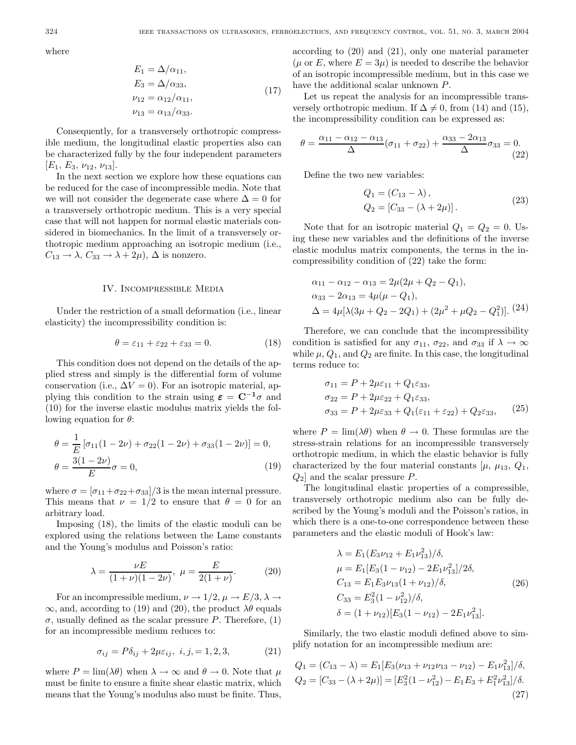where

$$
\begin{aligned}
E_1 &= \Delta/\alpha_{11}, \\
E_3 &= \Delta/\alpha_{33}, \\
\nu_{12} &= \alpha_{12}/\alpha_{11}, \\
\nu_{13} &= \alpha_{13}/\alpha_{33}.
\end{aligned} \tag{17}
$$

Consequently, for a transversely orthotropic compressible medium, the longitudinal elastic properties also can be characterized fully by the four independent parameters $[E_1, E_3, \nu_{12}, \nu_{13}]$.

In the next section we explore how these equations can be reduced for the case of incompressible media. Note that we will not consider the degenerate case where $\Delta = 0$ for a transversely orthotropic medium. This is a very special case that will not happen for normal elastic materials considered in biomechanics. In the limit of a transversely orthotropic medium approaching an isotropic medium (i.e., $C_{13} \to \lambda$, $C_{33} \to \lambda + 2\mu$), $\Delta$ is nonzero.

## IV. Incompressible Media

Under the restriction of a small deformation (i.e., linear elasticity) the incompressibility condition is:

$$
\theta = \varepsilon_{11} + \varepsilon_{22} + \varepsilon_{33} = 0. \tag{18}
$$

This condition does not depend on the details of the applied stress and simply is the differential form of volume conservation (i.e., $\Delta V = 0$). For an isotropic material, applying this condition to the strain using $\boldsymbol{\varepsilon} = \mathbf{C^{-1}}\sigma$ and (10) for the inverse elastic modulus matrix yields the following equation for $\theta$:

$$
\begin{aligned}
\theta &= \frac{1}{E}\left[\sigma_{11}(1-2\nu) + \sigma_{22}(1-2\nu) + \sigma_{33}(1-2\nu)\right] = 0, \\
\theta &= \frac{3(1-2\nu)}{E}\sigma = 0,
\end{aligned} \tag{19}
$$

where $\sigma = [\sigma_{11}+\sigma_{22}+\sigma_{33}]/3$ is the mean internal pressure. This means that $\nu = 1/2$ to ensure that $\theta = 0$ for an arbitrary load.

Imposing (18), the limits of the elastic moduli can be explored using the relations between the Lame constants and the Young's modulus and Poisson's ratio:

$$
\lambda = \frac{\nu E}{(1+\nu)(1-2\nu)}, \ \mu = \frac{E}{2(1+\nu)}. \tag{20}
$$

For an incompressible medium, $\nu \to 1/2$, $\mu \to E/3$, $\lambda \to \infty$, and, according to (19) and (20), the product $\lambda\theta$ equals $\sigma$, usually defined as the scalar pressure $P$. Therefore, (1) for an incompressible medium reduces to:

$$
\sigma_{ij} = P\delta_{ij} + 2\mu\varepsilon_{ij}, \ i, j, = 1, 2, 3, \tag{21}
$$

where $P = \lim(\lambda\theta)$ when $\lambda \to \infty$ and $\theta \to 0$. Note that $\mu$ must be finite to ensure a finite shear elastic matrix, which means that the Young's modulus also must be finite. Thus, according to (20) and (21), only one material parameter ($\mu$ or $E$, where $E = 3\mu$) is needed to describe the behavior of an isotropic incompressible medium, but in this case we have the additional scalar unknown $P$.

Let us repeat the analysis for an incompressible transversely orthotropic medium. If $\Delta \neq 0$, from (14) and (15), the incompressibility condition can be expressed as:

$$
\theta = \frac{\alpha_{11} - \alpha_{12} - \alpha_{13}}{\Delta}(\sigma_{11} + \sigma_{22}) + \frac{\alpha_{33} - 2\alpha_{13}}{\Delta}\sigma_{33} = 0. \tag{22}
$$

Define the two new variables:

$$
\begin{aligned}
Q_1 &= (C_{13} - \lambda), \\
Q_2 &= [C_{33} - (\lambda + 2\mu)].
\end{aligned} \tag{23}
$$

Note that for an isotropic material $Q_1 = Q_2 = 0$. Using these new variables and the definitions of the inverse elastic modulus matrix components, the terms in the incompressibility condition of (22) take the form:

$$
\begin{aligned}
&\alpha_{11} - \alpha_{12} - \alpha_{13} = 2\mu(2\mu + Q_2 - Q_1), \\
&\alpha_{33} - 2\alpha_{13} = 4\mu(\mu - Q_1), \\
&\Delta = 4\mu[\lambda(3\mu + Q_2 - 2Q_1) + (2\mu^2 + \mu Q_2 - Q_1^2)].
\end{aligned} \tag{24}
$$

Therefore, we can conclude that the incompressibility condition is satisfied for any $\sigma_{11}$, $\sigma_{22}$, and $\sigma_{33}$ if $\lambda \to \infty$ while $\mu$, $Q_1$, and $Q_2$ are finite. In this case, the longitudinal terms reduce to:

$$
\begin{aligned}
\sigma_{11} &= P + 2\mu\varepsilon_{11} + Q_1\varepsilon_{33}, \\
\sigma_{22} &= P + 2\mu\varepsilon_{22} + Q_1\varepsilon_{33}, \\
\sigma_{33} &= P + 2\mu\varepsilon_{33} + Q_1(\varepsilon_{11} + \varepsilon_{22}) + Q_2\varepsilon_{33},
\end{aligned} \tag{25}
$$

where $P = \lim(\lambda\theta)$ when $\theta \to 0$. These formulas are the stress-strain relations for an incompressible transversely orthotropic medium, in which the elastic behavior is fully characterized by the four material constants $[\mu, \mu_{13}, Q_1, Q_2]$ and the scalar pressure $P$.

The longitudinal elastic properties of a compressible, transversely orthotropic medium also can be fully described by the Young's moduli and the Poisson's ratios, in which there is a one-to-one correspondence between these parameters and the elastic moduli of Hook's law:

$$
\begin{aligned}
\lambda &= E_1(E_3\nu_{12} + E_1\nu_{13}^2)/\delta, \\
\mu &= E_1[E_3(1-\nu_{12}) - 2E_1\nu_{13}^2]/2\delta, \\
C_{13} &= E_1E_3\nu_{13}(1+\nu_{12})/\delta, \\
C_{33} &= E_3^2(1-\nu_{12}^2)/\delta, \\
\delta &= (1+\nu_{12})[E_3(1-\nu_{12}) - 2E_1\nu_{13}^2].
\end{aligned} \tag{26}
$$

Similarly, the two elastic moduli defined above to simplify notation for an incompressible medium are:

$$
\begin{aligned}
Q_1 &= (C_{13} - \lambda) = E_1[E_3(\nu_{13} + \nu_{12}\nu_{13} - \nu_{12}) - E_1\nu_{13}^2]/\delta, \\
Q_2 &= [C_{33} - (\lambda + 2\mu)] = [E_3^2(1-\nu_{12}^2) - E_1E_3 + E_1^2\nu_{13}^2]/\delta.
\end{aligned} \tag{27}
$$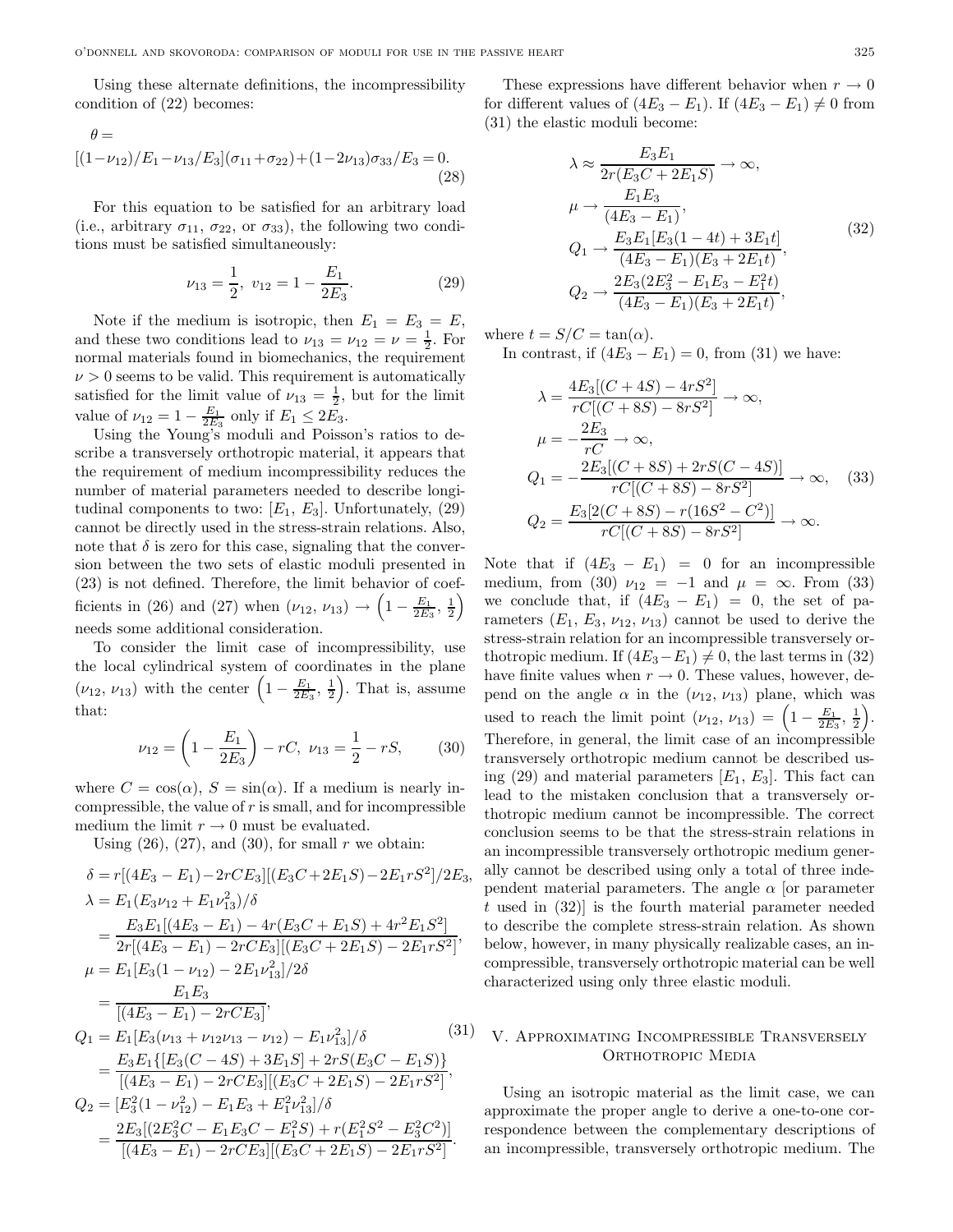Using these alternate definitions, the incompressibility condition of (22) becomes:

$$\theta = [(1-\nu_{12})/E_1 - \nu_{13}/E_3](\sigma_{11}+\sigma_{22}) + (1-2\nu_{13})\sigma_{33}/E_3 = 0. \tag{28}$$

For this equation to be satisfied for an arbitrary load (i.e., arbitrary $\sigma_{11}$, $\sigma_{22}$, or $\sigma_{33}$), the following two conditions must be satisfied simultaneously:

$$\nu_{13} = \frac{1}{2},\ v_{12} = 1 - \frac{E_1}{2E_3}. \tag{29}$$

Note if the medium is isotropic, then $E_1 = E_3 = E$, and these two conditions lead to $\nu_{13} = \nu_{12} = \nu = \frac{1}{2}$. For normal materials found in biomechanics, the requirement $\nu > 0$ seems to be valid. This requirement is automatically satisfied for the limit value of $\nu_{13} = \frac{1}{2}$, but for the limit value of $\nu_{12} = 1 - \frac{E_1}{2E_3}$ only if $E_1 \leq 2E_3$.

Using the Young's moduli and Poisson's ratios to describe a transversely orthotropic material, it appears that the requirement of medium incompressibility reduces the number of material parameters needed to describe longitudinal components to two: $[E_1, E_3]$. Unfortunately, (29) cannot be directly used in the stress-strain relations. Also, note that $\delta$ is zero for this case, signaling that the conversion between the two sets of elastic moduli presented in (23) is not defined. Therefore, the limit behavior of coefficients in (26) and (27) when $(\nu_{12}, \nu_{13}) \to \left(1 - \frac{E_1}{2E_3}, \frac{1}{2}\right)$ needs some additional consideration.

To consider the limit case of incompressibility, use the local cylindrical system of coordinates in the plane $(\nu_{12}, \nu_{13})$ with the center $\left(1 - \frac{E_1}{2E_3}, \frac{1}{2}\right)$. That is, assume that:

$$\nu_{12} = \left(1 - \frac{E_1}{2E_3}\right) - rC,\ \nu_{13} = \frac{1}{2} - rS, \tag{30}$$

where $C = \cos(\alpha)$, $S = \sin(\alpha)$. If a medium is nearly incompressible, the value of $r$ is small, and for incompressible medium the limit $r \to 0$ must be evaluated.

Using (26), (27), and (30), for small $r$ we obtain:

$$\begin{aligned}
\delta &= r[(4E_3 - E_1) - 2rCE_3][(E_3C + 2E_1S) - 2E_1rS^2]/2E_3,\\
\lambda &= E_1(E_3\nu_{12} + E_1\nu_{13}^2)/\delta\\
&= \frac{E_3E_1[(4E_3 - E_1) - 4r(E_3C + E_1S) + 4r^2E_1S^2]}{2r[(4E_3 - E_1) - 2rCE_3][(E_3C + 2E_1S) - 2E_1rS^2]},\\
\mu &= E_1[E_3(1-\nu_{12}) - 2E_1\nu_{13}^2]/2\delta\\
&= \frac{E_1E_3}{[(4E_3 - E_1) - 2rCE_3]},\\
Q_1 &= E_1[E_3(\nu_{13} + \nu_{12}\nu_{13} - \nu_{12}) - E_1\nu_{13}^2]/\delta\\
&= \frac{E_3E_1\{[E_3(C - 4S) + 3E_1S] + 2rS(E_3C - E_1S)\}}{[(4E_3 - E_1) - 2rCE_3][(E_3C + 2E_1S) - 2E_1rS^2]},\\
Q_2 &= [E_3^2(1 - \nu_{12}^2) - E_1E_3 + E_1^2\nu_{13}^2]/\delta\\
&= \frac{2E_3[(2E_3^2C - E_1E_3C - E_1^2S) + r(E_1^2S^2 - E_3^2C^2)]}{[(4E_3 - E_1) - 2rCE_3][(E_3C + 2E_1S) - 2E_1rS^2]}.
\end{aligned} \tag{31}$$

These expressions have different behavior when $r \to 0$ for different values of $(4E_3 - E_1)$. If $(4E_3 - E_1) \neq 0$ from (31) the elastic moduli become:

$$\begin{aligned}
\lambda &\approx \frac{E_3E_1}{2r(E_3C + 2E_1S)} \to \infty,\\
\mu &\to \frac{E_1E_3}{(4E_3 - E_1)},\\
Q_1 &\to \frac{E_3E_1[E_3(1 - 4t) + 3E_1t]}{(4E_3 - E_1)(E_3 + 2E_1t)},\\
Q_2 &\to \frac{2E_3(2E_3^2 - E_1E_3 - E_1^2t)}{(4E_3 - E_1)(E_3 + 2E_1t)},
\end{aligned} \tag{32}$$

where $t = S/C = \tan(\alpha)$.

In contrast, if $(4E_3 - E_1) = 0$, from (31) we have:

$$\begin{aligned}
\lambda &= \frac{4E_3[(C + 4S) - 4rS^2]}{rC[(C + 8S) - 8rS^2]} \to \infty,\\
\mu &= -\frac{2E_3}{rC} \to \infty,\\
Q_1 &= -\frac{2E_3[(C + 8S) + 2rS(C - 4S)]}{rC[(C + 8S) - 8rS^2]} \to \infty,\\
Q_2 &= \frac{E_3[2(C + 8S) - r(16S^2 - C^2)]}{rC[(C + 8S) - 8rS^2]} \to \infty.
\end{aligned} \tag{33}$$

Note that if $(4E_3 - E_1) = 0$ for an incompressible medium, from (30) $\nu_{12} = -1$ and $\mu = \infty$. From (33) we conclude that, if $(4E_3 - E_1) = 0$, the set of parameters $(E_1, E_3, \nu_{12}, \nu_{13})$ cannot be used to derive the stress-strain relation for an incompressible transversely orthotropic medium. If $(4E_3 - E_1) \neq 0$, the last terms in (32) have finite values when $r \to 0$. These values, however, depend on the angle $\alpha$ in the $(\nu_{12}, \nu_{13})$ plane, which was used to reach the limit point $(\nu_{12}, \nu_{13}) = \left(1 - \frac{E_1}{2E_3}, \frac{1}{2}\right)$. Therefore, in general, the limit case of an incompressible transversely orthotropic medium cannot be described using (29) and material parameters $[E_1, E_3]$. This fact can lead to the mistaken conclusion that a transversely orthotropic medium cannot be incompressible. The correct conclusion seems to be that the stress-strain relations in an incompressible transversely orthotropic medium generally cannot be described using only a total of three independent material parameters. The angle $\alpha$ [or parameter $t$ used in (32)] is the fourth material parameter needed to describe the complete stress-strain relation. As shown below, however, in many physically realizable cases, an incompressible, transversely orthotropic material can be well characterized using only three elastic moduli.

## V. Approximating Incompressible Transversely Orthotropic Media

Using an isotropic material as the limit case, we can approximate the proper angle to derive a one-to-one correspondence between the complementary descriptions of an incompressible, transversely orthotropic medium. The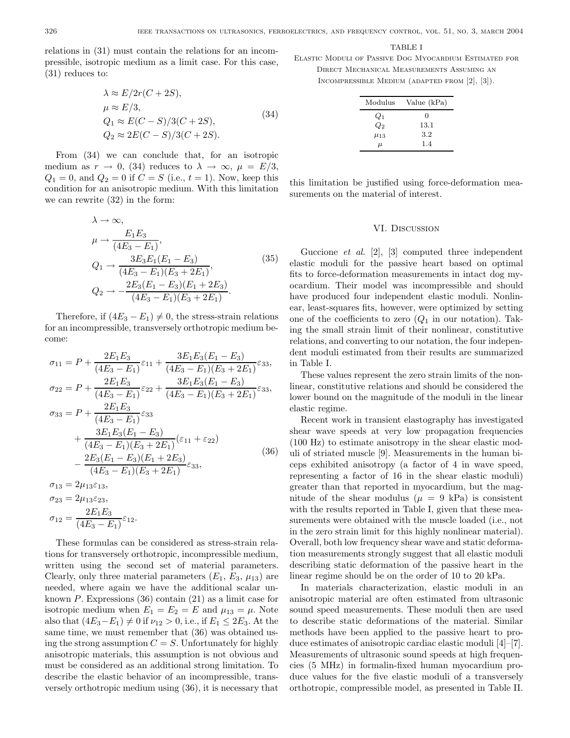relations in (31) must contain the relations for an incompressible, isotropic medium as a limit case. For this case, (31) reduces to:

$$
\begin{aligned}
\lambda &\approx E/2r(C+2S), \\
\mu &\approx E/3, \\
Q_1 &\approx E(C-S)/3(C+2S), \\
Q_2 &\approx 2E(C-S)/3(C+2S).
\end{aligned}
\tag{34}
$$

From (34) we can conclude that, for an isotropic medium as $r \to 0$, (34) reduces to $\lambda \to \infty$, $\mu = E/3$, $Q_1 = 0$, and $Q_2 = 0$ if $C = S$ (i.e., $t = 1$). Now, keep this condition for an anisotropic medium. With this limitation we can rewrite (32) in the form:

$$
\begin{aligned}
&\lambda \to \infty, \\
&\mu \to \frac{E_1 E_3}{(4E_3 - E_1)}, \\
&Q_1 \to \frac{3E_3 E_1 (E_1 - E_3)}{(4E_3 - E_1)(E_3 + 2E_1)}, \\
&Q_2 \to -\frac{2E_3 (E_1 - E_3)(E_1 + 2E_3)}{(4E_3 - E_1)(E_3 + 2E_1)}.
\end{aligned}
\tag{35}
$$

Therefore, if $(4E_3 - E_1) \neq 0$, the stress-strain relations for an incompressible, transversely orthotropic medium become:

$$
\begin{aligned}
\sigma_{11} &= P + \frac{2E_1E_3}{(4E_3 - E_1)}\varepsilon_{11} + \frac{3E_1E_3(E_1 - E_3)}{(4E_3 - E_1)(E_3 + 2E_1)}\varepsilon_{33}, \\
\sigma_{22} &= P + \frac{2E_1E_3}{(4E_3 - E_1)}\varepsilon_{22} + \frac{3E_1E_3(E_1 - E_3)}{(4E_3 - E_1)(E_3 + 2E_1)}\varepsilon_{33}, \\
\sigma_{33} &= P + \frac{2E_1E_3}{(4E_3 - E_1)}\varepsilon_{33} \\
&\quad + \frac{3E_1E_3(E_1 - E_3)}{(4E_3 - E_1)(E_3 + 2E_1)}(\varepsilon_{11} + \varepsilon_{22}) \\
&\quad - \frac{2E_3(E_1 - E_3)(E_1 + 2E_3)}{(4E_3 - E_1)(E_3 + 2E_1)}\varepsilon_{33}, \\
\sigma_{13} &= 2\mu_{13}\varepsilon_{13}, \\
\sigma_{23} &= 2\mu_{13}\varepsilon_{23}, \\
\sigma_{12} &= \frac{2E_1E_3}{(4E_3 - E_1)}\varepsilon_{12}.
\end{aligned}
\tag{36}
$$

These formulas can be considered as stress-strain relations for transversely orthotropic, incompressible medium, written using the second set of material parameters. Clearly, only three material parameters ($E_1$, $E_3$, $\mu_{13}$) are needed, where again we have the additional scalar unknown $P$. Expressions (36) contain (21) as a limit case for isotropic medium when $E_1 = E_2 = E$ and $\mu_{13} = \mu$. Note also that $(4E_3 - E_1) \neq 0$ if $\nu_{12} > 0$, i.e., if $E_1 \leq 2E_3$. At the same time, we must remember that (36) was obtained using the strong assumption $C = S$. Unfortunately for highly anisotropic materials, this assumption is not obvious and must be considered as an additional strong limitation. To describe the elastic behavior of an incompressible, transversely orthotropic medium using (36), it is necessary that this limitation be justified using force-deformation measurements on the material of interest.

TABLE I
Elastic Moduli of Passive Dog Myocardium Estimated for Direct Mechanical Measurements Assuming an Incompressible Medium (adapted from [2], [3]).

| Modulus | Value (kPa) |
|---|---|
| $Q_1$ | 0 |
| $Q_2$ | 13.1 |
| $\mu_{13}$ | 3.2 |
| $\mu$ | 1.4 |

## VI. Discussion

Guccione *et al.* [2], [3] computed three independent elastic moduli for the passive heart based on optimal fits to force-deformation measurements in intact dog myocardium. Their model was incompressible and should have produced four independent elastic moduli. Nonlinear, least-squares fits, however, were optimized by setting one of the coefficients to zero ($Q_1$ in our notation). Taking the small strain limit of their nonlinear, constitutive relations, and converting to our notation, the four independent moduli estimated from their results are summarized in Table I.

These values represent the zero strain limits of the nonlinear, constitutive relations and should be considered the lower bound on the magnitude of the moduli in the linear elastic regime.

Recent work in transient elastography has investigated shear wave speeds at very low propagation frequencies (100 Hz) to estimate anisotropy in the shear elastic moduli of striated muscle [9]. Measurements in the human biceps exhibited anisotropy (a factor of 4 in wave speed, representing a factor of 16 in the shear elastic moduli) greater than that reported in myocardium, but the magnitude of the shear modulus ($\mu = 9$ kPa) is consistent with the results reported in Table I, given that these measurements were obtained with the muscle loaded (i.e., not in the zero strain limit for this highly nonlinear material). Overall, both low frequency shear wave and static deformation measurements strongly suggest that all elastic moduli describing static deformation of the passive heart in the linear regime should be on the order of 10 to 20 kPa.

In materials characterization, elastic moduli in an anisotropic material are often estimated from ultrasonic sound speed measurements. These moduli then are used to describe static deformations of the material. Similar methods have been applied to the passive heart to produce estimates of anisotropic cardiac elastic moduli [4]–[7]. Measurements of ultrasonic sound speeds at high frequencies (5 MHz) in formalin-fixed human myocardium produce values for the five elastic moduli of a transversely orthotropic, compressible model, as presented in Table II.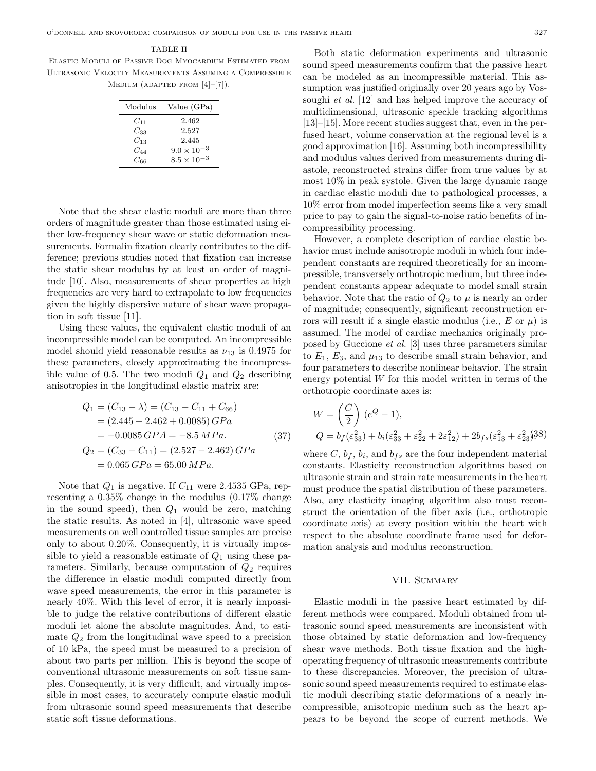TABLE II
Elastic Moduli of Passive Dog Myocardium Estimated from Ultrasonic Velocity Measurements Assuming a Compressible Medium (adapted from [4]–[7]).

| Modulus | Value (GPa) |
|---|---|
| $C_{11}$ | 2.462 |
| $C_{33}$ | 2.527 |
| $C_{13}$ | 2.445 |
| $C_{44}$ | $9.0 \times 10^{-3}$ |
| $C_{66}$ | $8.5 \times 10^{-3}$ |

Note that the shear elastic moduli are more than three orders of magnitude greater than those estimated using either low-frequency shear wave or static deformation measurements. Formalin fixation clearly contributes to the difference; previous studies noted that fixation can increase the static shear modulus by at least an order of magnitude [10]. Also, measurements of shear properties at high frequencies are very hard to extrapolate to low frequencies given the highly dispersive nature of shear wave propagation in soft tissue [11].

Using these values, the equivalent elastic moduli of an incompressible model can be computed. An incompressible model should yield reasonable results as $\nu_{13}$ is 0.4975 for these parameters, closely approximating the incompressible value of 0.5. The two moduli $Q_1$ and $Q_2$ describing anisotropies in the longitudinal elastic matrix are:

$$
\begin{aligned}
Q_1 &= (C_{13} - \lambda) = (C_{13} - C_{11} + C_{66}) \\
&= (2.445 - 2.462 + 0.0085)\, GPa \\
&= -0.0085\, GPA = -8.5\, MPa. \\
Q_2 &= (C_{33} - C_{11}) = (2.527 - 2.462)\, GPa \\
&= 0.065\, GPa = 65.00\, MPa.
\end{aligned} \tag{37}
$$

Note that $Q_1$ is negative. If $C_{11}$ were 2.4535 GPa, representing a 0.35% change in the modulus (0.17% change in the sound speed), then $Q_1$ would be zero, matching the static results. As noted in [4], ultrasonic wave speed measurements on well controlled tissue samples are precise only to about 0.20%. Consequently, it is virtually impossible to yield a reasonable estimate of $Q_1$ using these parameters. Similarly, because computation of $Q_2$ requires the difference in elastic moduli computed directly from wave speed measurements, the error in this parameter is nearly 40%. With this level of error, it is nearly impossible to judge the relative contributions of different elastic moduli let alone the absolute magnitudes. And, to estimate $Q_2$ from the longitudinal wave speed to a precision of 10 kPa, the speed must be measured to a precision of about two parts per million. This is beyond the scope of conventional ultrasonic measurements on soft tissue samples. Consequently, it is very difficult, and virtually impossible in most cases, to accurately compute elastic moduli from ultrasonic sound speed measurements that describe static soft tissue deformations.

Both static deformation experiments and ultrasonic sound speed measurements confirm that the passive heart can be modeled as an incompressible material. This assumption was justified originally over 20 years ago by Vossoughi *et al.* [12] and has helped improve the accuracy of multidimensional, ultrasonic speckle tracking algorithms [13]–[15]. More recent studies suggest that, even in the perfused heart, volume conservation at the regional level is a good approximation [16]. Assuming both incompressibility and modulus values derived from measurements during diastole, reconstructed strains differ from true values by at most 10% in peak systole. Given the large dynamic range in cardiac elastic moduli due to pathological processes, a 10% error from model imperfection seems like a very small price to pay to gain the signal-to-noise ratio benefits of incompressibility processing.

However, a complete description of cardiac elastic behavior must include anisotropic moduli in which four independent constants are required theoretically for an incompressible, transversely orthotropic medium, but three independent constants appear adequate to model small strain behavior. Note that the ratio of $Q_2$ to $\mu$ is nearly an order of magnitude; consequently, significant reconstruction errors will result if a single elastic modulus (i.e., $E$ or $\mu$) is assumed. The model of cardiac mechanics originally proposed by Guccione *et al.* [3] uses three parameters similar to $E_1$, $E_3$, and $\mu_{13}$ to describe small strain behavior, and four parameters to describe nonlinear behavior. The strain energy potential $W$ for this model written in terms of the orthotropic coordinate axes is:

$$
\begin{aligned}
W &= \left(\frac{C}{2}\right)(e^{Q} - 1), \\
Q &= b_f(\varepsilon_{33}^2) + b_i(\varepsilon_{33}^2 + \varepsilon_{22}^2 + 2\varepsilon_{12}^2) + 2b_{fs}(\varepsilon_{13}^2 + \varepsilon_{23}^2)
\end{aligned} \tag{38}
$$

where $C$, $b_f$, $b_i$, and $b_{fs}$ are the four independent material constants. Elasticity reconstruction algorithms based on ultrasonic strain and strain rate measurements in the heart must produce the spatial distribution of these parameters. Also, any elasticity imaging algorithm also must reconstruct the orientation of the fiber axis (i.e., orthotropic coordinate axis) at every position within the heart with respect to the absolute coordinate frame used for deformation analysis and modulus reconstruction.

## VII. Summary

Elastic moduli in the passive heart estimated by different methods were compared. Moduli obtained from ultrasonic sound speed measurements are inconsistent with those obtained by static deformation and low-frequency shear wave methods. Both tissue fixation and the high-operating frequency of ultrasonic measurements contribute to these discrepancies. Moreover, the precision of ultrasonic sound speed measurements required to estimate elastic moduli describing static deformations of a nearly incompressible, anisotropic medium such as the heart appears to be beyond the scope of current methods. We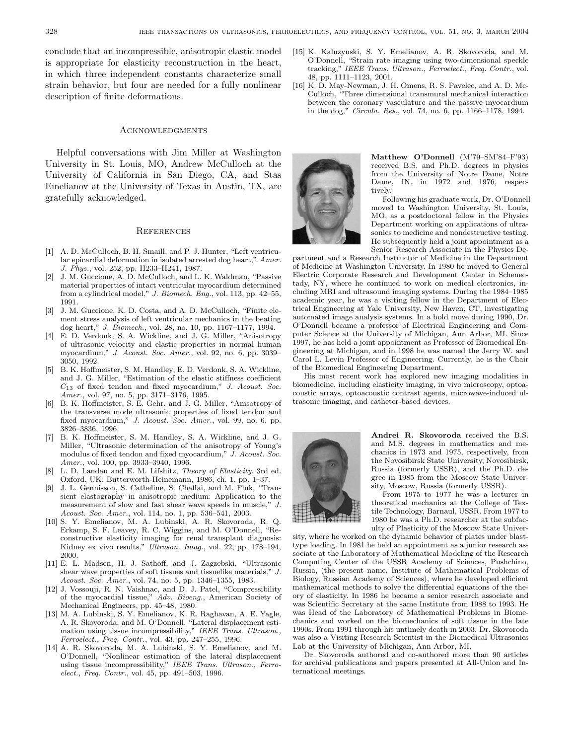conclude that an incompressible, anisotropic elastic model is appropriate for elasticity reconstruction in the heart, in which three independent constants characterize small strain behavior, but four are needed for a fully nonlinear description of finite deformations.

## Acknowledgments

Helpful conversations with Jim Miller at Washington University in St. Louis, MO, Andrew McCulloch at the University of California in San Diego, CA, and Stas Emelianov at the University of Texas in Austin, TX, are gratefully acknowledged.

## References

[1] A. D. McCulloch, B. H. Smaill, and P. J. Hunter, "Left ventricular epicardial deformation in isolated arrested dog heart," *Amer. J. Phys.*, vol. 252, pp. H233–H241, 1987.

[2] J. M. Guccione, A. D. McCulloch, and L. K. Waldman, "Passive material properties of intact ventricular myocardium determined from a cylindrical model," *J. Biomech. Eng.*, vol. 113, pp. 42–55, 1991.

[3] J. M. Guccione, K. D. Costa, and A. D. McCulloch, "Finite element stress analysis of left ventricular mechanics in the beating dog heart," *J. Biomech.*, vol. 28, no. 10, pp. 1167–1177, 1994.

[4] E. D. Verdonk, S. A. Wickline, and J. G. Miller, "Anisotropy of ultrasonic velocity and elastic properties in normal human myocardium," *J. Acoust. Soc. Amer.*, vol. 92, no. 6, pp. 3039–3050, 1992.

[5] B. K. Hoffmeister, S. M. Handley, E. D. Verdonk, S. A. Wickline, and J. G. Miller, "Estimation of the elastic stiffness coefficient $C_{13}$ of fixed tendon and fixed myocardium," *J. Acoust. Soc. Amer.*, vol. 97, no. 5, pp. 3171–3176, 1995.

[6] B. K. Hoffmeister, S. E. Gehr, and J. G. Miller, "Anisotropy of the transverse mode ultrasonic properties of fixed tendon and fixed myocardium," *J. Acoust. Soc. Amer.*, vol. 99, no. 6, pp. 3826–3836, 1996.

[7] B. K. Hoffmeister, S. M. Handley, S. A. Wickline, and J. G. Miller, "Ultrasonic determination of the anisotropy of Young's modulus of fixed tendon and fixed myocardium," *J. Acoust. Soc. Amer.*, vol. 100, pp. 3933–3940, 1996.

[8] L. D. Landau and E. M. Lifshitz, *Theory of Elasticity.* 3rd ed. Oxford, UK: Butterworth-Heinemann, 1986, ch. 1, pp. 1–37.

[9] J. L. Gennisson, S. Catheline, S. Chaffai, and M. Fink, "Transient elastography in anisotropic medium: Application to the measurement of slow and fast shear wave speeds in muscle," *J. Acoust. Soc. Amer.*, vol. 114, no. 1, pp. 536–541, 2003.

[10] S. Y. Emelianov, M. A. Lubinski, A. R. Skovoroda, R. Q. Erkamp, S. F. Leavey, R. C. Wiggins, and M. O'Donnell, "Reconstructive elasticity imaging for renal transplant diagnosis: Kidney ex vivo results," *Ultrason. Imag.*, vol. 22, pp. 178–194, 2000.

[11] E. L. Madsen, H. J. Sathoff, and J. Zagzebski, "Ultrasonic shear wave properties of soft tissues and tissuelike materials," *J. Acoust. Soc. Amer.*, vol. 74, no. 5, pp. 1346–1355, 1983.

[12] J. Vossouji, R. N. Vaishnac, and D. J. Patel, "Compressibility of the myocardial tissue," *Adv. Bioeng.*, American Society of Mechanical Engineers, pp. 45–48, 1980.

[13] M. A. Lubinski, S. Y. Emelianov, K. R. Raghavan, A. E. Yagle, A. R. Skovoroda, and M. O'Donnell, "Lateral displacement estimation using tissue incompressibility," *IEEE Trans. Ultrason., Ferroelect., Freq. Contr.*, vol. 43, pp. 247–255, 1996.

[14] A. R. Skovoroda, M. A. Lubinski, S. Y. Emelianov, and M. O'Donnell, "Nonlinear estimation of the lateral displacement using tissue incompressibility," *IEEE Trans. Ultrason., Ferroelect., Freq. Contr.*, vol. 45, pp. 491–503, 1996.

[15] K. Kaluzynski, S. Y. Emelianov, A. R. Skovoroda, and M. O'Donnell, "Strain rate imaging using two-dimensional speckle tracking," *IEEE Trans. Ultrason., Ferroelect., Freq. Contr.*, vol. 48, pp. 1111–1123, 2001.

[16] K. D. May-Newman, J. H. Omens, R. S. Pavelec, and A. D. McCulloch, "Three dimensional transmural mechanical interaction between the coronary vasculature and the passive myocardium in the dog," *Circula. Res.*, vol. 74, no. 6, pp. 1166–1178, 1994.

**Matthew O'Donnell** (M'79–SM'84–F'93) received B.S. and Ph.D. degrees in physics from the University of Notre Dame, Notre Dame, IN, in 1972 and 1976, respectively.

Following his graduate work, Dr. O'Donnell moved to Washington University, St. Louis, MO, as a postdoctoral fellow in the Physics Department working on applications of ultrasonics to medicine and nondestructive testing. He subsequently held a joint appointment as a Senior Research Associate in the Physics Department and a Research Instructor of Medicine in the Department of Medicine at Washington University. In 1980 he moved to General Electric Corporate Research and Development Center in Schenectady, NY, where he continued to work on medical electronics, including MRI and ultrasound imaging systems. During the 1984–1985 academic year, he was a visiting fellow in the Department of Electrical Engineering at Yale University, New Haven, CT, investigating automated image analysis systems. In a bold move during 1990, Dr. O'Donnell became a professor of Electrical Engineering and Computer Science at the University of Michigan, Ann Arbor, MI. Since 1997, he has held a joint appointment as Professor of Biomedical Engineering at Michigan, and in 1998 he was named the Jerry W. and Carol L. Levin Professor of Engineering. Currently, he is the Chair of the Biomedical Engineering Department.

His most recent work has explored new imaging modalities in biomedicine, including elasticity imaging, in vivo microscopy, optoacoustic arrays, optoacoustic contrast agents, microwave-induced ultrasonic imaging, and catheter-based devices.

**Andrei R. Skovoroda** received the B.S. and M.S. degrees in mathematics and mechanics in 1973 and 1975, respectively, from the Novosibirsk State University, Novosibirsk, Russia (formerly USSR), and the Ph.D. degree in 1985 from the Moscow State University, Moscow, Russia (formerly USSR).

From 1975 to 1977 he was a lecturer in theoretical mechanics at the College of Textile Technology, Barnaul, USSR. From 1977 to 1980 he was a Ph.D. researcher at the subfaculty of Plasticity of the Moscow State University, where he worked on the dynamic behavior of plates under blast-type loading. In 1981 he held an appointment as a junior research associate at the Laboratory of Mathematical Modeling of the Research Computing Center of the USSR Academy of Sciences, Pushchino, Russia, (the present name, Institute of Mathematical Problems of Biology, Russian Academy of Sciences), where he developed efficient mathematical methods to solve the differential equations of the theory of elasticity. In 1986 he became a senior research associate and was Scientific Secretary at the same Institute from 1988 to 1993. He was Head of the Laboratory of Mathematical Problems in Biomechanics and worked on the biomechanics of soft tissue in the late 1990s. From 1991 through his untimely death in 2003, Dr. Skovoroda was also a Visiting Research Scientist in the Biomedical Ultrasonics Lab at the University of Michigan, Ann Arbor, MI.

Dr. Skovoroda authored and co-authored more than 90 articles for archival publications and papers presented at All-Union and International meetings.